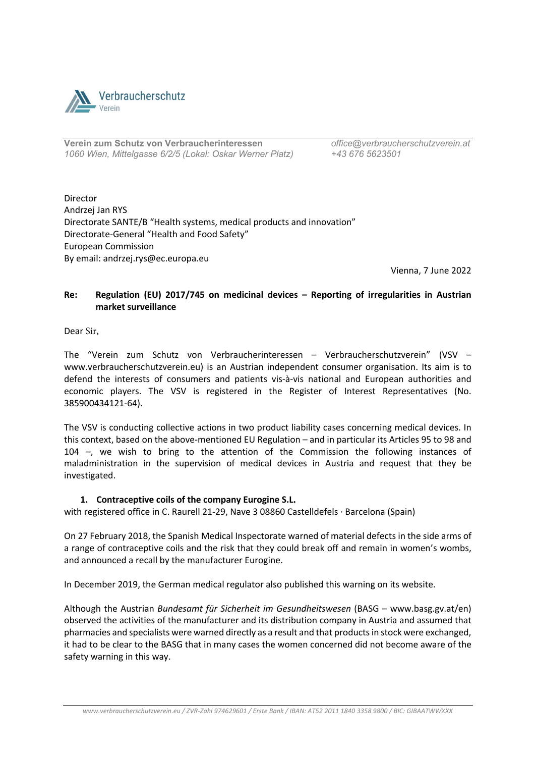Verbraucherschutz Verein

**Verein zum Schutz von Verbraucherinteressen**
*1060 Wien, Mittelgasse 6/2/5 (Lokal: Oskar Werner Platz)*

*office@verbraucherschutzverein.at*
*+43 676 5623501*

Director
Andrzej Jan RYS
Directorate SANTE/B "Health systems, medical products and innovation"
Directorate-General "Health and Food Safety"
European Commission
By email: andrzej.rys@ec.europa.eu

Vienna, 7 June 2022

**Re: Regulation (EU) 2017/745 on medicinal devices – Reporting of irregularities in Austrian market surveillance**

Dear Sir,

The "Verein zum Schutz von Verbraucherinteressen – Verbraucherschutzverein" (VSV – www.verbraucherschutzverein.eu) is an Austrian independent consumer organisation. Its aim is to defend the interests of consumers and patients vis-à-vis national and European authorities and economic players. The VSV is registered in the Register of Interest Representatives (No. 385900434121-64).

The VSV is conducting collective actions in two product liability cases concerning medical devices. In this context, based on the above-mentioned EU Regulation – and in particular its Articles 95 to 98 and 104 –, we wish to bring to the attention of the Commission the following instances of maladministration in the supervision of medical devices in Austria and request that they be investigated.

1. **Contraceptive coils of the company Eurogine S.L.**

with registered office in C. Raurell 21-29, Nave 3 08860 Castelldefels · Barcelona (Spain)

On 27 February 2018, the Spanish Medical Inspectorate warned of material defects in the side arms of a range of contraceptive coils and the risk that they could break off and remain in women's wombs, and announced a recall by the manufacturer Eurogine.

In December 2019, the German medical regulator also published this warning on its website.

Although the Austrian *Bundesamt für Sicherheit im Gesundheitswesen* (BASG – www.basg.gv.at/en) observed the activities of the manufacturer and its distribution company in Austria and assumed that pharmacies and specialists were warned directly as a result and that products in stock were exchanged, it had to be clear to the BASG that in many cases the women concerned did not become aware of the safety warning in this way.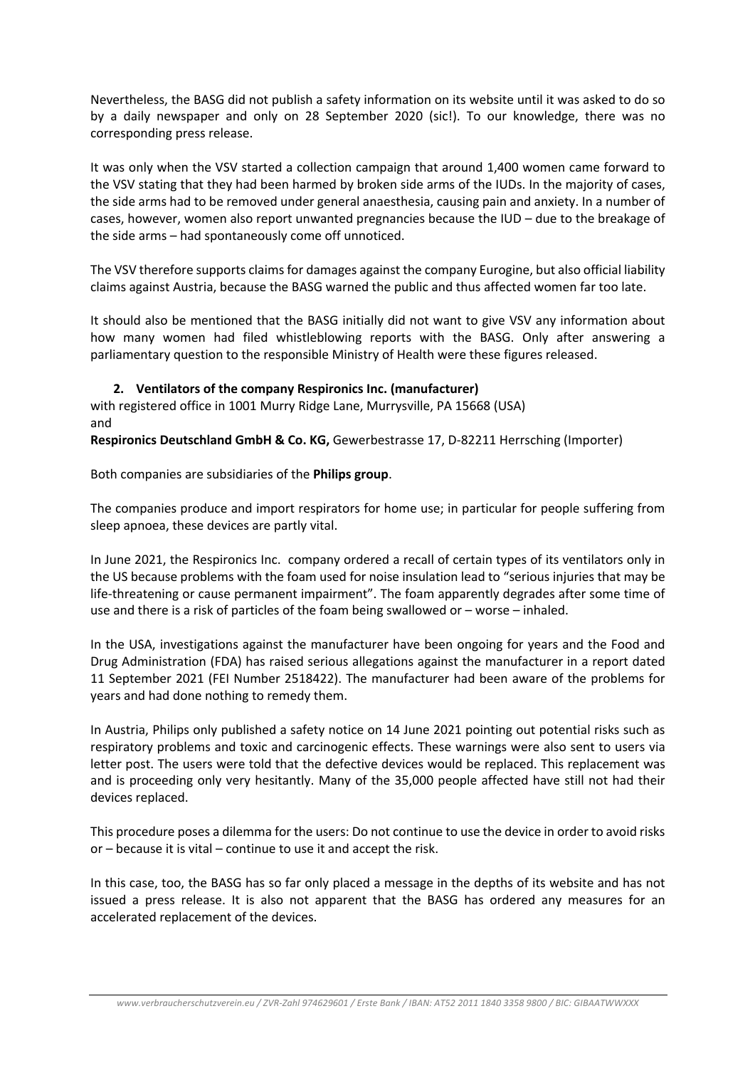Nevertheless, the BASG did not publish a safety information on its website until it was asked to do so by a daily newspaper and only on 28 September 2020 (sic!). To our knowledge, there was no corresponding press release.

It was only when the VSV started a collection campaign that around 1,400 women came forward to the VSV stating that they had been harmed by broken side arms of the IUDs. In the majority of cases, the side arms had to be removed under general anaesthesia, causing pain and anxiety. In a number of cases, however, women also report unwanted pregnancies because the IUD – due to the breakage of the side arms – had spontaneously come off unnoticed.

The VSV therefore supports claims for damages against the company Eurogine, but also official liability claims against Austria, because the BASG warned the public and thus affected women far too late.

It should also be mentioned that the BASG initially did not want to give VSV any information about how many women had filed whistleblowing reports with the BASG. Only after answering a parliamentary question to the responsible Ministry of Health were these figures released.

**2. Ventilators of the company Respironics Inc. (manufacturer)**

with registered office in 1001 Murry Ridge Lane, Murrysville, PA 15668 (USA)
and
**Respironics Deutschland GmbH & Co. KG,** Gewerbestrasse 17, D-82211 Herrsching (Importer)

Both companies are subsidiaries of the **Philips group**.

The companies produce and import respirators for home use; in particular for people suffering from sleep apnoea, these devices are partly vital.

In June 2021, the Respironics Inc. company ordered a recall of certain types of its ventilators only in the US because problems with the foam used for noise insulation lead to "serious injuries that may be life-threatening or cause permanent impairment". The foam apparently degrades after some time of use and there is a risk of particles of the foam being swallowed or – worse – inhaled.

In the USA, investigations against the manufacturer have been ongoing for years and the Food and Drug Administration (FDA) has raised serious allegations against the manufacturer in a report dated 11 September 2021 (FEI Number 2518422). The manufacturer had been aware of the problems for years and had done nothing to remedy them.

In Austria, Philips only published a safety notice on 14 June 2021 pointing out potential risks such as respiratory problems and toxic and carcinogenic effects. These warnings were also sent to users via letter post. The users were told that the defective devices would be replaced. This replacement was and is proceeding only very hesitantly. Many of the 35,000 people affected have still not had their devices replaced.

This procedure poses a dilemma for the users: Do not continue to use the device in order to avoid risks or – because it is vital – continue to use it and accept the risk.

In this case, too, the BASG has so far only placed a message in the depths of its website and has not issued a press release. It is also not apparent that the BASG has ordered any measures for an accelerated replacement of the devices.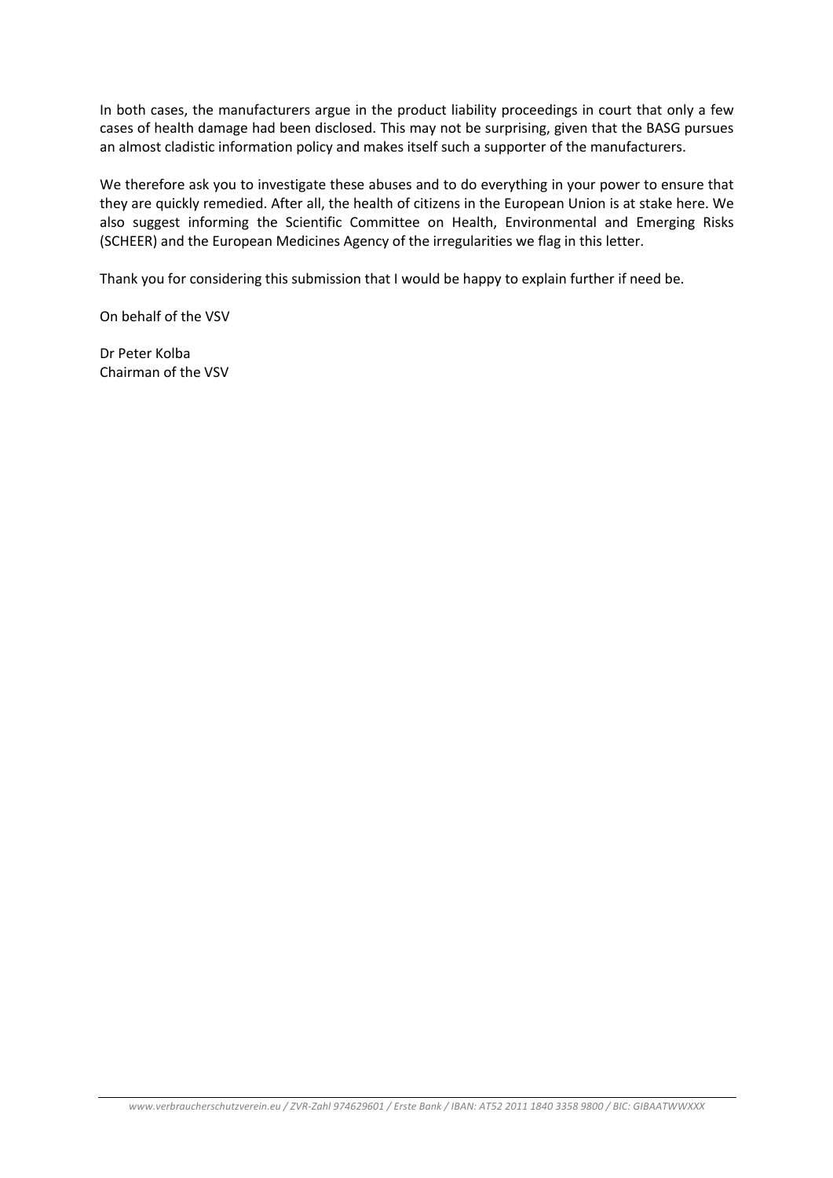In both cases, the manufacturers argue in the product liability proceedings in court that only a few cases of health damage had been disclosed. This may not be surprising, given that the BASG pursues an almost cladistic information policy and makes itself such a supporter of the manufacturers.

We therefore ask you to investigate these abuses and to do everything in your power to ensure that they are quickly remedied. After all, the health of citizens in the European Union is at stake here. We also suggest informing the Scientific Committee on Health, Environmental and Emerging Risks (SCHEER) and the European Medicines Agency of the irregularities we flag in this letter.

Thank you for considering this submission that I would be happy to explain further if need be.

On behalf of the VSV

Dr Peter Kolba
Chairman of the VSV

*www.verbraucherschutzverein.eu / ZVR-Zahl 974629601 / Erste Bank / IBAN: AT52 2011 1840 3358 9800 / BIC: GIBAATWWXXX*